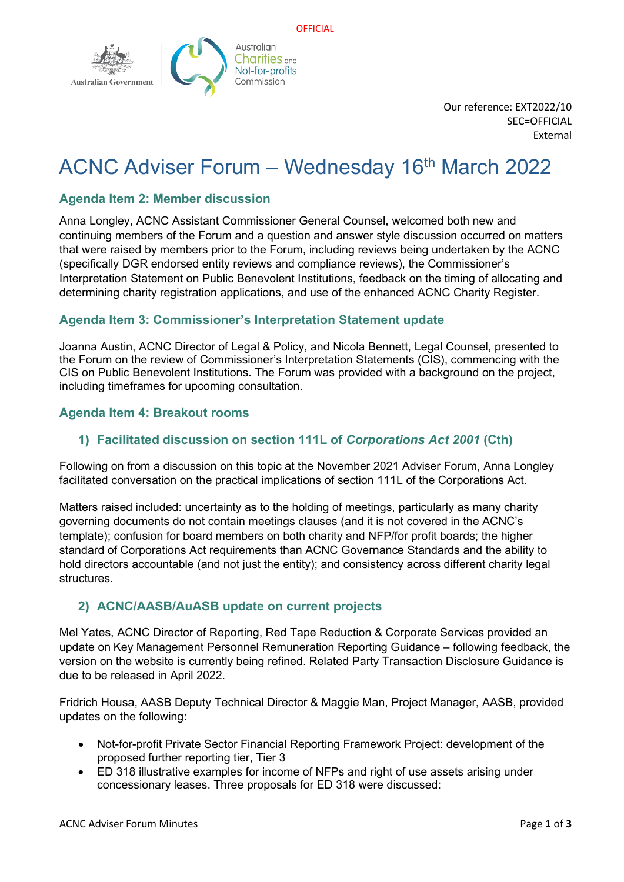OFFICIAL

Australian Government | Australian Charities and Not-for-profits Commission

Our reference: EXT2022/10
SEC=OFFICIAL
External

# ACNC Adviser Forum – Wednesday 16th March 2022

### Agenda Item 2: Member discussion

Anna Longley, ACNC Assistant Commissioner General Counsel, welcomed both new and continuing members of the Forum and a question and answer style discussion occurred on matters that were raised by members prior to the Forum, including reviews being undertaken by the ACNC (specifically DGR endorsed entity reviews and compliance reviews), the Commissioner's Interpretation Statement on Public Benevolent Institutions, feedback on the timing of allocating and determining charity registration applications, and use of the enhanced ACNC Charity Register.

### Agenda Item 3: Commissioner's Interpretation Statement update

Joanna Austin, ACNC Director of Legal & Policy, and Nicola Bennett, Legal Counsel, presented to the Forum on the review of Commissioner's Interpretation Statements (CIS), commencing with the CIS on Public Benevolent Institutions. The Forum was provided with a background on the project, including timeframes for upcoming consultation.

### Agenda Item 4: Breakout rooms

#### 1) Facilitated discussion on section 111L of *Corporations Act 2001* (Cth)

Following on from a discussion on this topic at the November 2021 Adviser Forum, Anna Longley facilitated conversation on the practical implications of section 111L of the Corporations Act.

Matters raised included: uncertainty as to the holding of meetings, particularly as many charity governing documents do not contain meetings clauses (and it is not covered in the ACNC's template); confusion for board members on both charity and NFP/for profit boards; the higher standard of Corporations Act requirements than ACNC Governance Standards and the ability to hold directors accountable (and not just the entity); and consistency across different charity legal structures.

#### 2) ACNC/AASB/AuASB update on current projects

Mel Yates, ACNC Director of Reporting, Red Tape Reduction & Corporate Services provided an update on Key Management Personnel Remuneration Reporting Guidance – following feedback, the version on the website is currently being refined. Related Party Transaction Disclosure Guidance is due to be released in April 2022.

Fridrich Housa, AASB Deputy Technical Director & Maggie Man, Project Manager, AASB, provided updates on the following:

- Not-for-profit Private Sector Financial Reporting Framework Project: development of the proposed further reporting tier, Tier 3
- ED 318 illustrative examples for income of NFPs and right of use assets arising under concessionary leases. Three proposals for ED 318 were discussed: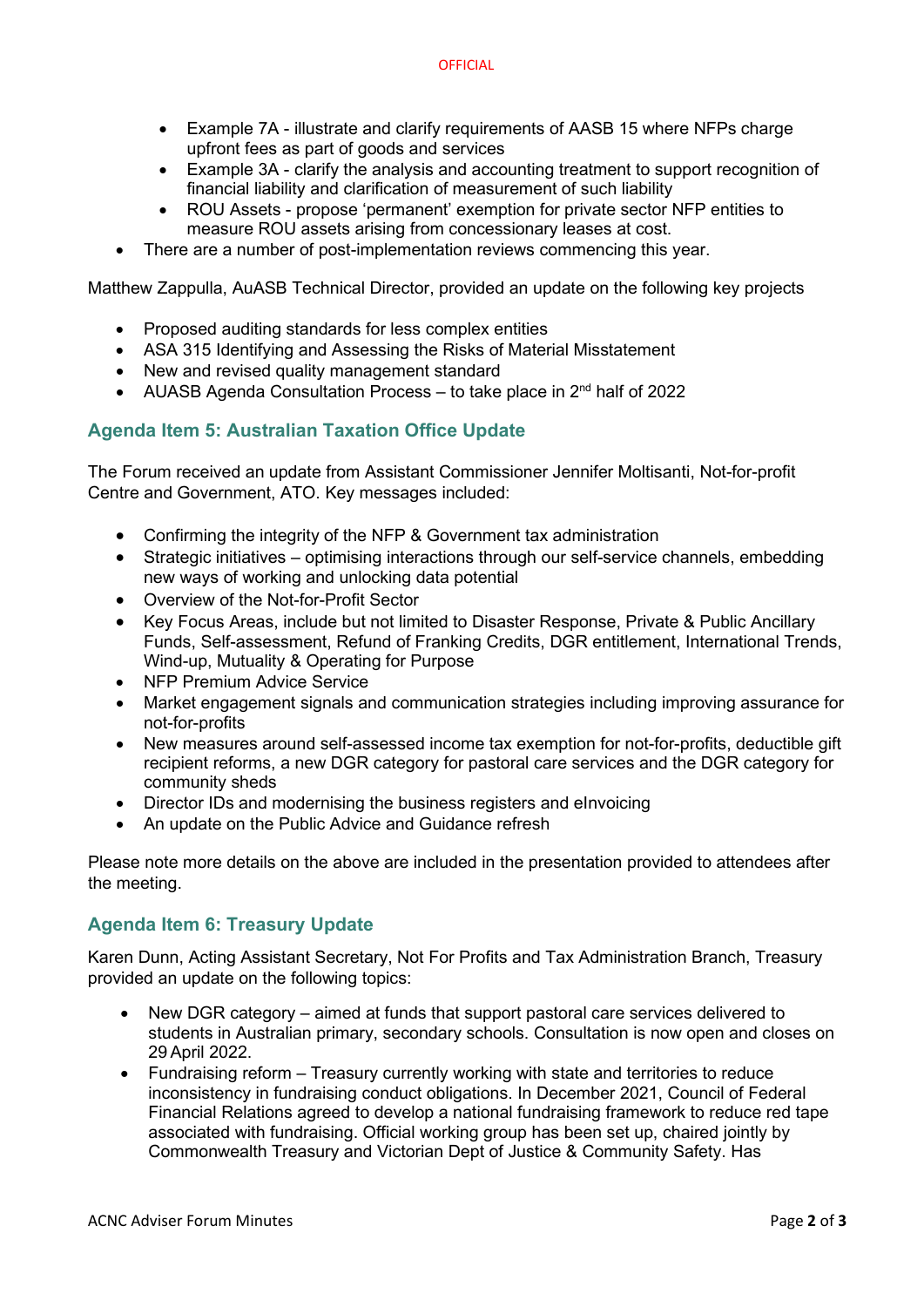- Example 7A - illustrate and clarify requirements of AASB 15 where NFPs charge upfront fees as part of goods and services
  - Example 3A - clarify the analysis and accounting treatment to support recognition of financial liability and clarification of measurement of such liability
  - ROU Assets - propose 'permanent' exemption for private sector NFP entities to measure ROU assets arising from concessionary leases at cost.
- There are a number of post-implementation reviews commencing this year.

Matthew Zappulla, AuASB Technical Director, provided an update on the following key projects

- Proposed auditing standards for less complex entities
- ASA 315 Identifying and Assessing the Risks of Material Misstatement
- New and revised quality management standard
- AUASB Agenda Consultation Process – to take place in 2nd half of 2022

### Agenda Item 5: Australian Taxation Office Update

The Forum received an update from Assistant Commissioner Jennifer Moltisanti, Not-for-profit Centre and Government, ATO. Key messages included:

- Confirming the integrity of the NFP & Government tax administration
- Strategic initiatives – optimising interactions through our self-service channels, embedding new ways of working and unlocking data potential
- Overview of the Not-for-Profit Sector
- Key Focus Areas, include but not limited to Disaster Response, Private & Public Ancillary Funds, Self-assessment, Refund of Franking Credits, DGR entitlement, International Trends, Wind-up, Mutuality & Operating for Purpose
- NFP Premium Advice Service
- Market engagement signals and communication strategies including improving assurance for not-for-profits
- New measures around self-assessed income tax exemption for not-for-profits, deductible gift recipient reforms, a new DGR category for pastoral care services and the DGR category for community sheds
- Director IDs and modernising the business registers and eInvoicing
- An update on the Public Advice and Guidance refresh

Please note more details on the above are included in the presentation provided to attendees after the meeting.

### Agenda Item 6: Treasury Update

Karen Dunn, Acting Assistant Secretary, Not For Profits and Tax Administration Branch, Treasury provided an update on the following topics:

- New DGR category – aimed at funds that support pastoral care services delivered to students in Australian primary, secondary schools. Consultation is now open and closes on 29 April 2022.
- Fundraising reform – Treasury currently working with state and territories to reduce inconsistency in fundraising conduct obligations. In December 2021, Council of Federal Financial Relations agreed to develop a national fundraising framework to reduce red tape associated with fundraising. Official working group has been set up, chaired jointly by Commonwealth Treasury and Victorian Dept of Justice & Community Safety. Has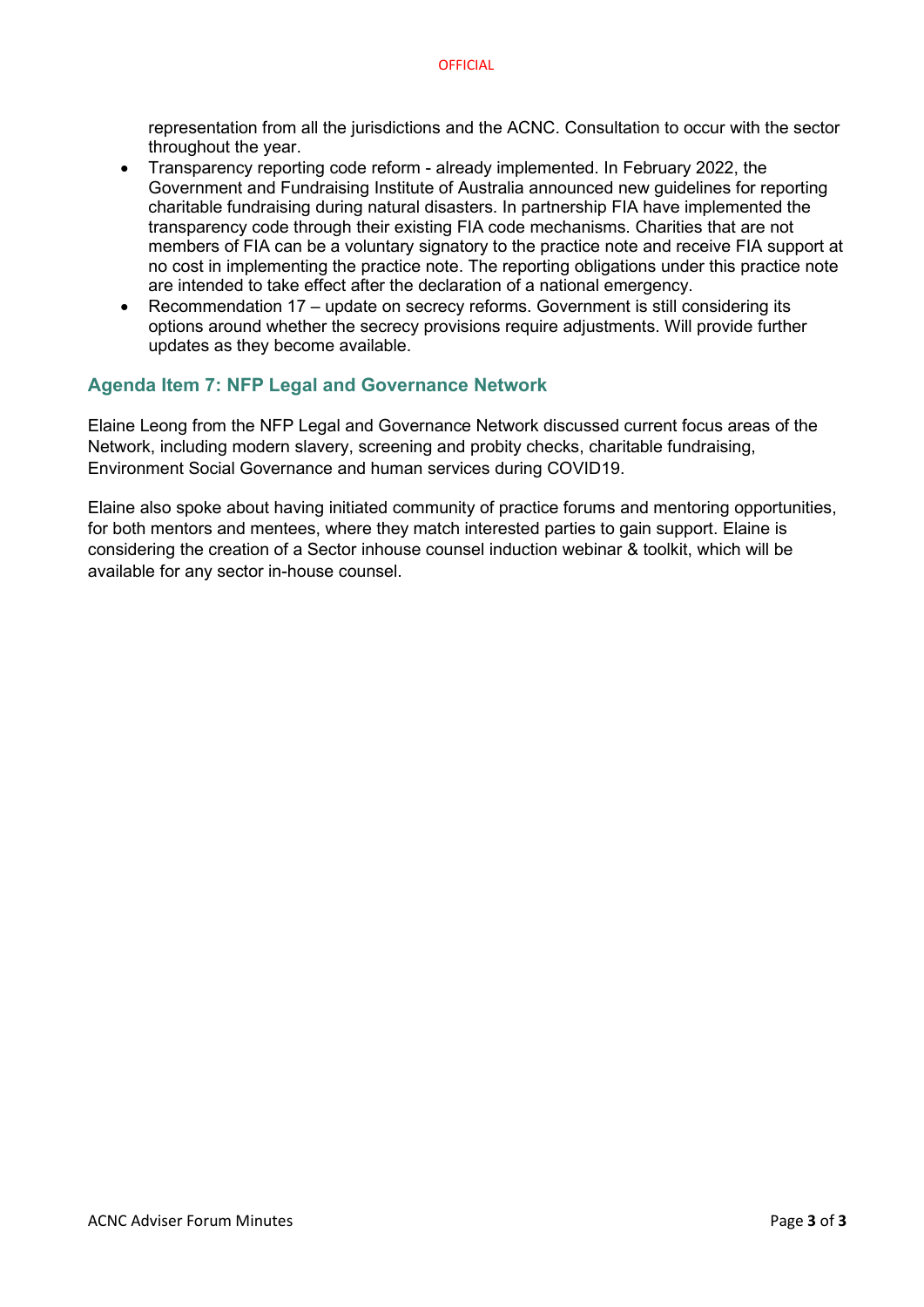representation from all the jurisdictions and the ACNC. Consultation to occur with the sector throughout the year.

- Transparency reporting code reform - already implemented. In February 2022, the Government and Fundraising Institute of Australia announced new guidelines for reporting charitable fundraising during natural disasters. In partnership FIA have implemented the transparency code through their existing FIA code mechanisms. Charities that are not members of FIA can be a voluntary signatory to the practice note and receive FIA support at no cost in implementing the practice note. The reporting obligations under this practice note are intended to take effect after the declaration of a national emergency.
- Recommendation 17 – update on secrecy reforms. Government is still considering its options around whether the secrecy provisions require adjustments. Will provide further updates as they become available.

## Agenda Item 7: NFP Legal and Governance Network

Elaine Leong from the NFP Legal and Governance Network discussed current focus areas of the Network, including modern slavery, screening and probity checks, charitable fundraising, Environment Social Governance and human services during COVID19.

Elaine also spoke about having initiated community of practice forums and mentoring opportunities, for both mentors and mentees, where they match interested parties to gain support. Elaine is considering the creation of a Sector inhouse counsel induction webinar & toolkit, which will be available for any sector in-house counsel.